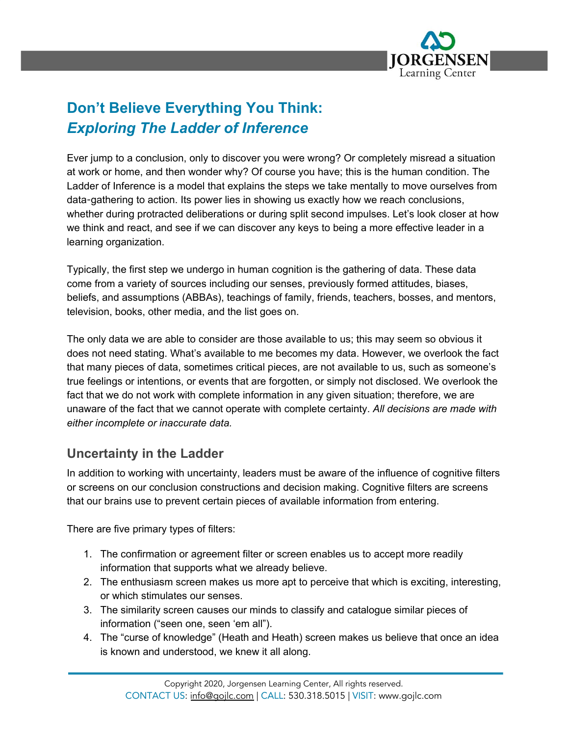# Don't Believe Everything You Think:
## *Exploring The Ladder of Inference*

Ever jump to a conclusion, only to discover you were wrong? Or completely misread a situation at work or home, and then wonder why? Of course you have; this is the human condition. The Ladder of Inference is a model that explains the steps we take mentally to move ourselves from data-gathering to action. Its power lies in showing us exactly how we reach conclusions, whether during protracted deliberations or during split second impulses. Let's look closer at how we think and react, and see if we can discover any keys to being a more effective leader in a learning organization.

Typically, the first step we undergo in human cognition is the gathering of data. These data come from a variety of sources including our senses, previously formed attitudes, biases, beliefs, and assumptions (ABBAs), teachings of family, friends, teachers, bosses, and mentors, television, books, other media, and the list goes on.

The only data we are able to consider are those available to us; this may seem so obvious it does not need stating. What's available to me becomes my data. However, we overlook the fact that many pieces of data, sometimes critical pieces, are not available to us, such as someone's true feelings or intentions, or events that are forgotten, or simply not disclosed. We overlook the fact that we do not work with complete information in any given situation; therefore, we are unaware of the fact that we cannot operate with complete certainty. *All decisions are made with either incomplete or inaccurate data.*

### Uncertainty in the Ladder

In addition to working with uncertainty, leaders must be aware of the influence of cognitive filters or screens on our conclusion constructions and decision making. Cognitive filters are screens that our brains use to prevent certain pieces of available information from entering.

There are five primary types of filters:

1. The confirmation or agreement filter or screen enables us to accept more readily information that supports what we already believe.
2. The enthusiasm screen makes us more apt to perceive that which is exciting, interesting, or which stimulates our senses.
3. The similarity screen causes our minds to classify and catalogue similar pieces of information ("seen one, seen 'em all").
4. The "curse of knowledge" (Heath and Heath) screen makes us believe that once an idea is known and understood, we knew it all along.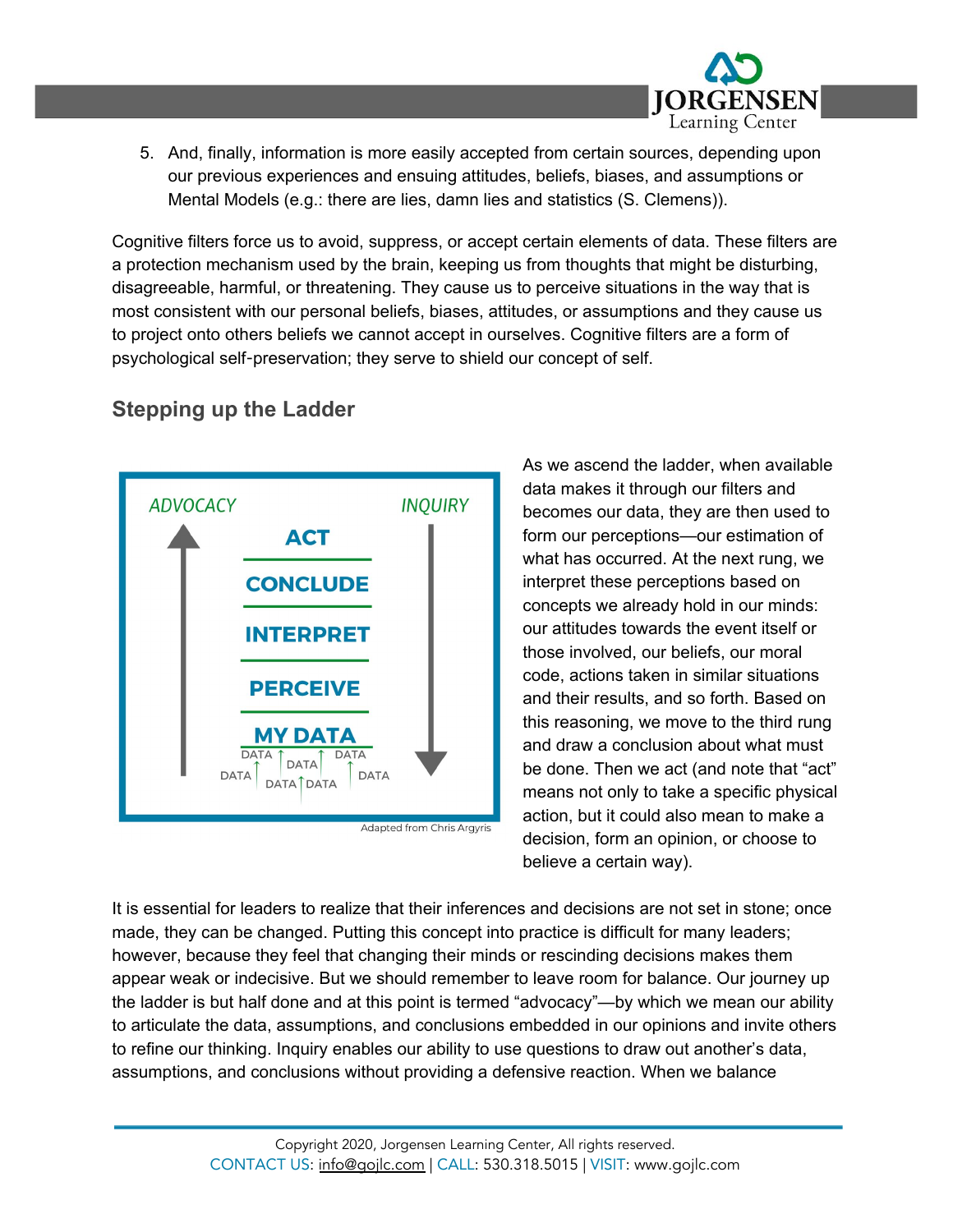5. And, finally, information is more easily accepted from certain sources, depending upon our previous experiences and ensuing attitudes, beliefs, biases, and assumptions or Mental Models (e.g.: there are lies, damn lies and statistics (S. Clemens)).

Cognitive filters force us to avoid, suppress, or accept certain elements of data. These filters are a protection mechanism used by the brain, keeping us from thoughts that might be disturbing, disagreeable, harmful, or threatening. They cause us to perceive situations in the way that is most consistent with our personal beliefs, biases, attitudes, or assumptions and they cause us to project onto others beliefs we cannot accept in ourselves. Cognitive filters are a form of psychological self-preservation; they serve to shield our concept of self.

## Stepping up the Ladder

ADVOCACY — INQUIRY

ACT

CONCLUDE

INTERPRET

PERCEIVE

MY DATA

DATA DATA DATA DATA DATA DATA DATA

Adapted from Chris Argyris

As we ascend the ladder, when available data makes it through our filters and becomes our data, they are then used to form our perceptions—our estimation of what has occurred. At the next rung, we interpret these perceptions based on concepts we already hold in our minds: our attitudes towards the event itself or those involved, our beliefs, our moral code, actions taken in similar situations and their results, and so forth. Based on this reasoning, we move to the third rung and draw a conclusion about what must be done. Then we act (and note that "act" means not only to take a specific physical action, but it could also mean to make a decision, form an opinion, or choose to believe a certain way).

It is essential for leaders to realize that their inferences and decisions are not set in stone; once made, they can be changed. Putting this concept into practice is difficult for many leaders; however, because they feel that changing their minds or rescinding decisions makes them appear weak or indecisive. But we should remember to leave room for balance. Our journey up the ladder is but half done and at this point is termed "advocacy"—by which we mean our ability to articulate the data, assumptions, and conclusions embedded in our opinions and invite others to refine our thinking. Inquiry enables our ability to use questions to draw out another's data, assumptions, and conclusions without providing a defensive reaction. When we balance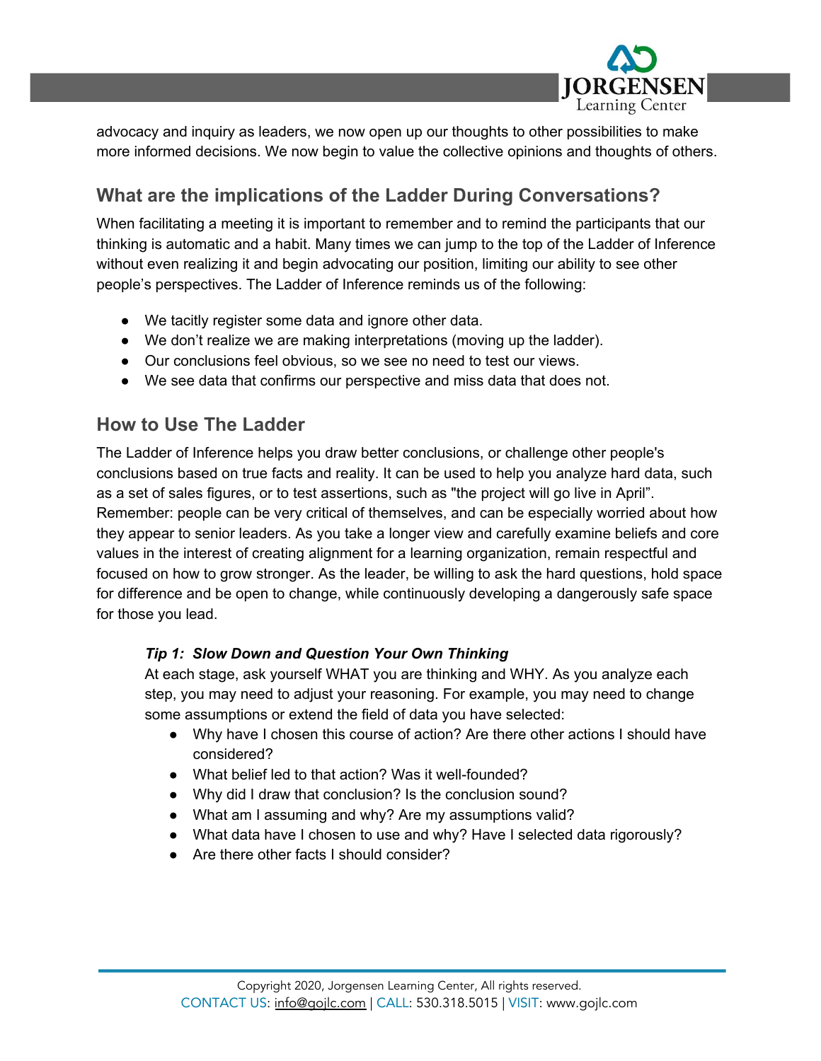advocacy and inquiry as leaders, we now open up our thoughts to other possibilities to make more informed decisions. We now begin to value the collective opinions and thoughts of others.

## What are the implications of the Ladder During Conversations?

When facilitating a meeting it is important to remember and to remind the participants that our thinking is automatic and a habit. Many times we can jump to the top of the Ladder of Inference without even realizing it and begin advocating our position, limiting our ability to see other people's perspectives. The Ladder of Inference reminds us of the following:

- We tacitly register some data and ignore other data.
- We don't realize we are making interpretations (moving up the ladder).
- Our conclusions feel obvious, so we see no need to test our views.
- We see data that confirms our perspective and miss data that does not.

## How to Use The Ladder

The Ladder of Inference helps you draw better conclusions, or challenge other people's conclusions based on true facts and reality. It can be used to help you analyze hard data, such as a set of sales figures, or to test assertions, such as "the project will go live in April". Remember: people can be very critical of themselves, and can be especially worried about how they appear to senior leaders. As you take a longer view and carefully examine beliefs and core values in the interest of creating alignment for a learning organization, remain respectful and focused on how to grow stronger. As the leader, be willing to ask the hard questions, hold space for difference and be open to change, while continuously developing a dangerously safe space for those you lead.

***Tip 1: Slow Down and Question Your Own Thinking***

At each stage, ask yourself WHAT you are thinking and WHY. As you analyze each step, you may need to adjust your reasoning. For example, you may need to change some assumptions or extend the field of data you have selected:

- Why have I chosen this course of action? Are there other actions I should have considered?
- What belief led to that action? Was it well-founded?
- Why did I draw that conclusion? Is the conclusion sound?
- What am I assuming and why? Are my assumptions valid?
- What data have I chosen to use and why? Have I selected data rigorously?
- Are there other facts I should consider?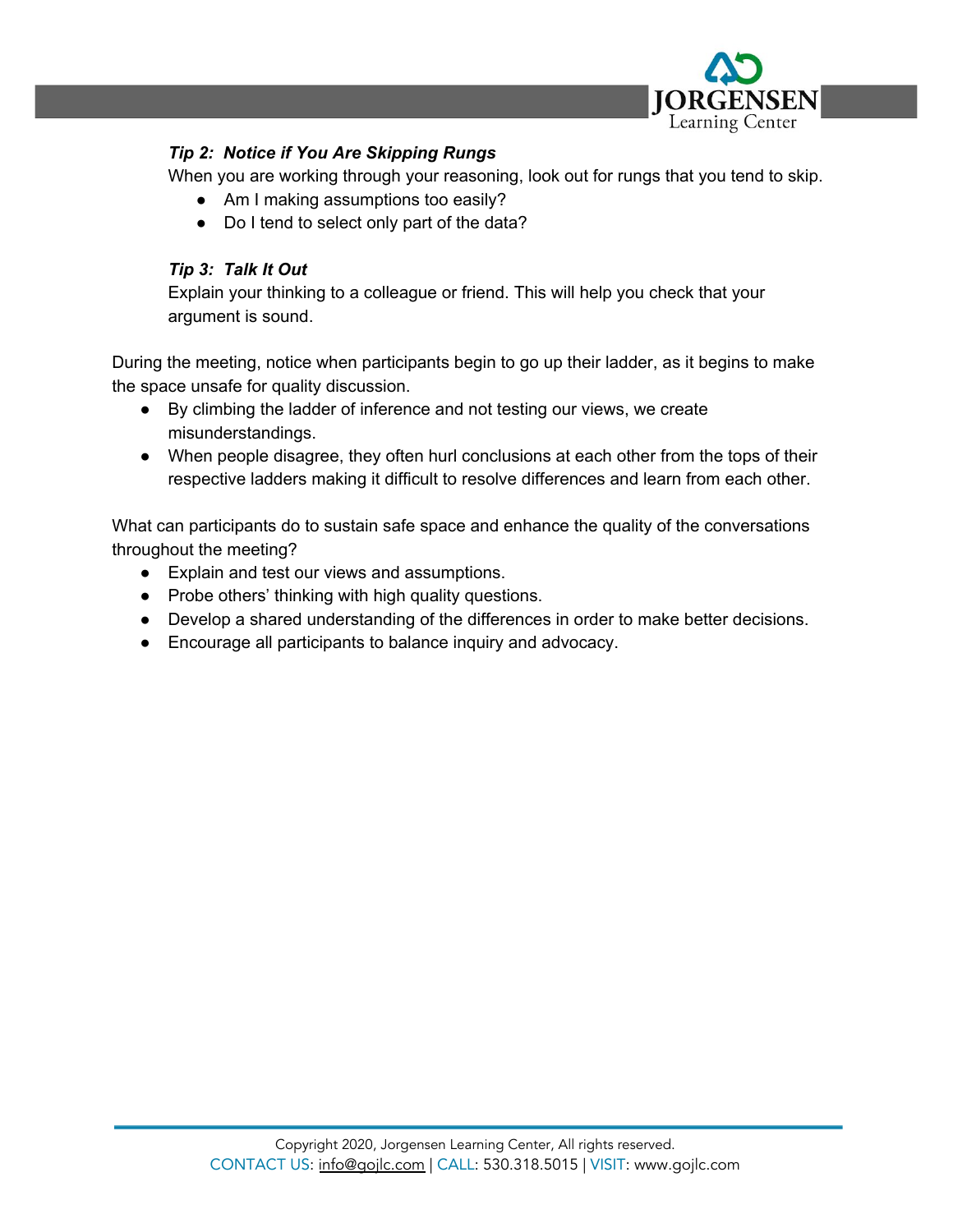***Tip 2: Notice if You Are Skipping Rungs***

When you are working through your reasoning, look out for rungs that you tend to skip.

- Am I making assumptions too easily?
- Do I tend to select only part of the data?

***Tip 3: Talk It Out***

Explain your thinking to a colleague or friend. This will help you check that your argument is sound.

During the meeting, notice when participants begin to go up their ladder, as it begins to make the space unsafe for quality discussion.

- By climbing the ladder of inference and not testing our views, we create misunderstandings.
- When people disagree, they often hurl conclusions at each other from the tops of their respective ladders making it difficult to resolve differences and learn from each other.

What can participants do to sustain safe space and enhance the quality of the conversations throughout the meeting?

- Explain and test our views and assumptions.
- Probe others' thinking with high quality questions.
- Develop a shared understanding of the differences in order to make better decisions.
- Encourage all participants to balance inquiry and advocacy.